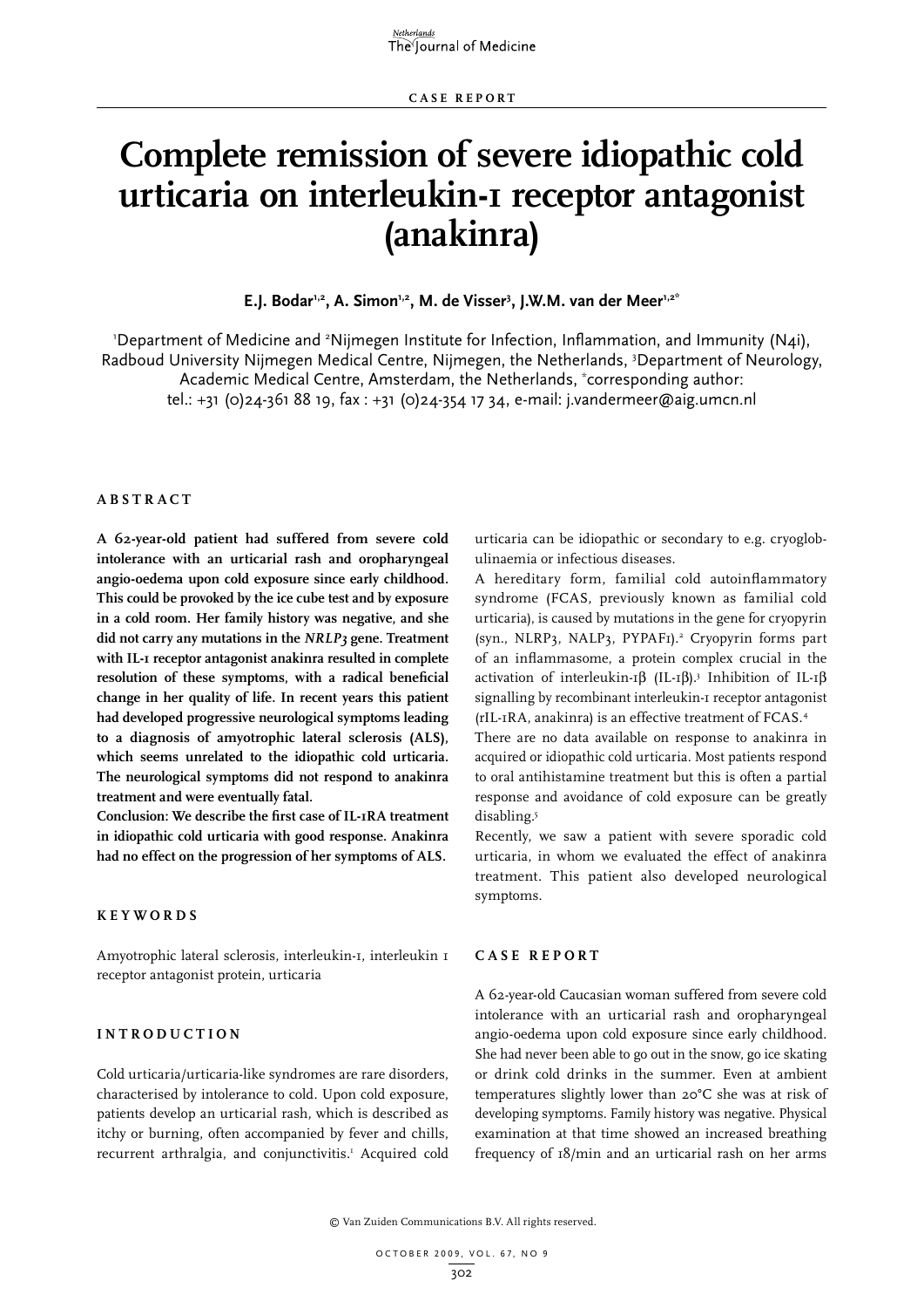CASE REPORT

# Complete remission of severe idiopathic cold urticaria on interleukin-1 receptor antagonist (anakinra)

**E.J. Bodar[1,2], A. Simon[1,2], M. de Visser[3], J.W.M. van der Meer[1,2*]**

[1]Department of Medicine and [2]Nijmegen Institute for Infection, Inflammation, and Immunity (N4i), Radboud University Nijmegen Medical Centre, Nijmegen, the Netherlands, [3]Department of Neurology, Academic Medical Centre, Amsterdam, the Netherlands, [*]corresponding author: tel.: +31 (0)24-361 88 19, fax : +31 (0)24-354 17 34, e-mail: j.vandermeer@aig.umcn.nl

## ABSTRACT

**A 62-year-old patient had suffered from severe cold intolerance with an urticarial rash and oropharyngeal angio-oedema upon cold exposure since early childhood. This could be provoked by the ice cube test and by exposure in a cold room. Her family history was negative, and she did not carry any mutations in the *NRLP3* gene. Treatment with IL-1 receptor antagonist anakinra resulted in complete resolution of these symptoms, with a radical beneficial change in her quality of life. In recent years this patient had developed progressive neurological symptoms leading to a diagnosis of amyotrophic lateral sclerosis (ALS), which seems unrelated to the idiopathic cold urticaria. The neurological symptoms did not respond to anakinra treatment and were eventually fatal.**

**Conclusion: We describe the first case of IL-1RA treatment in idiopathic cold urticaria with good response. Anakinra had no effect on the progression of her symptoms of ALS.**

## KEYWORDS

Amyotrophic lateral sclerosis, interleukin-1, interleukin 1 receptor antagonist protein, urticaria

## INTRODUCTION

Cold urticaria/urticaria-like syndromes are rare disorders, characterised by intolerance to cold. Upon cold exposure, patients develop an urticarial rash, which is described as itchy or burning, often accompanied by fever and chills, recurrent arthralgia, and conjunctivitis.[1] Acquired cold urticaria can be idiopathic or secondary to e.g. cryoglobulinaemia or infectious diseases.

A hereditary form, familial cold autoinflammatory syndrome (FCAS, previously known as familial cold urticaria), is caused by mutations in the gene for cryopyrin (syn., NLRP3, NALP3, PYPAF1).[2] Cryopyrin forms part of an inflammasome, a protein complex crucial in the activation of interleukin-1β (IL-1β).[3] Inhibition of IL-1β signalling by recombinant interleukin-1 receptor antagonist (rIL-1RA, anakinra) is an effective treatment of FCAS.[4]

There are no data available on response to anakinra in acquired or idiopathic cold urticaria. Most patients respond to oral antihistamine treatment but this is often a partial response and avoidance of cold exposure can be greatly disabling.[5]

Recently, we saw a patient with severe sporadic cold urticaria, in whom we evaluated the effect of anakinra treatment. This patient also developed neurological symptoms.

## CASE REPORT

A 62-year-old Caucasian woman suffered from severe cold intolerance with an urticarial rash and oropharyngeal angio-oedema upon cold exposure since early childhood. She had never been able to go out in the snow, go ice skating or drink cold drinks in the summer. Even at ambient temperatures slightly lower than 20°C she was at risk of developing symptoms. Family history was negative. Physical examination at that time showed an increased breathing frequency of 18/min and an urticarial rash on her arms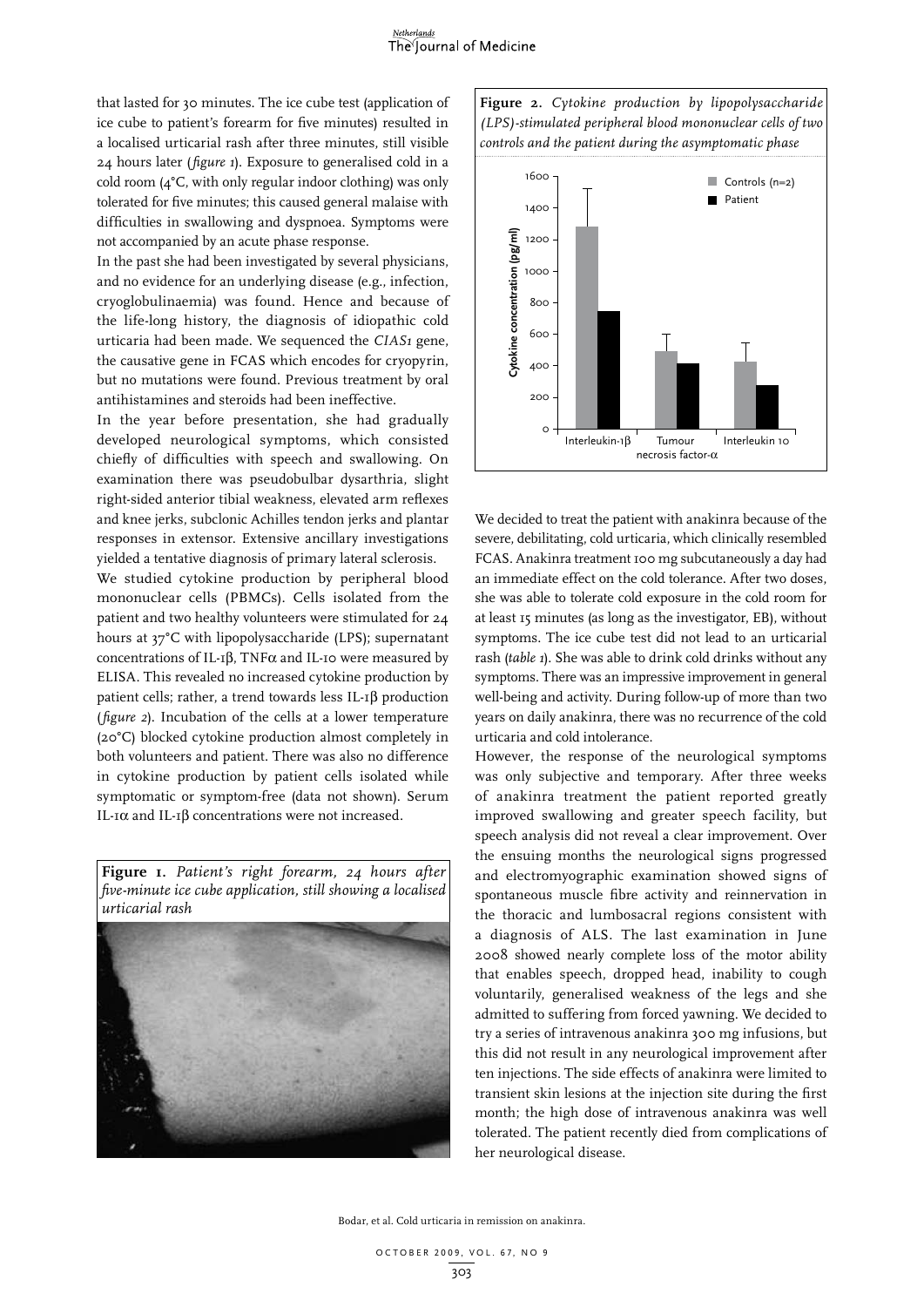that lasted for 30 minutes. The ice cube test (application of ice cube to patient's forearm for five minutes) resulted in a localised urticarial rash after three minutes, still visible 24 hours later (*figure 1*). Exposure to generalised cold in a cold room (4°C, with only regular indoor clothing) was only tolerated for five minutes; this caused general malaise with difficulties in swallowing and dyspnoea. Symptoms were not accompanied by an acute phase response.

In the past she had been investigated by several physicians, and no evidence for an underlying disease (e.g., infection, cryoglobulinaemia) was found. Hence and because of the life-long history, the diagnosis of idiopathic cold urticaria had been made. We sequenced the *CIAS1* gene, the causative gene in FCAS which encodes for cryopyrin, but no mutations were found. Previous treatment by oral antihistamines and steroids had been ineffective.

In the year before presentation, she had gradually developed neurological symptoms, which consisted chiefly of difficulties with speech and swallowing. On examination there was pseudobulbar dysarthria, slight right-sided anterior tibial weakness, elevated arm reflexes and knee jerks, subclonic Achilles tendon jerks and plantar responses in extensor. Extensive ancillary investigations yielded a tentative diagnosis of primary lateral sclerosis.

We studied cytokine production by peripheral blood mononuclear cells (PBMCs). Cells isolated from the patient and two healthy volunteers were stimulated for 24 hours at 37°C with lipopolysaccharide (LPS); supernatant concentrations of IL-1β, TNFα and IL-10 were measured by ELISA. This revealed no increased cytokine production by patient cells; rather, a trend towards less IL-1β production (*figure 2*). Incubation of the cells at a lower temperature (20°C) blocked cytokine production almost completely in both volunteers and patient. There was also no difference in cytokine production by patient cells isolated while symptomatic or symptom-free (data not shown). Serum IL-1α and IL-1β concentrations were not increased.

**Figure 1.** *Patient's right forearm, 24 hours after five-minute ice cube application, still showing a localised urticarial rash*

**Figure 2.** *Cytokine production by lipopolysaccharide (LPS)-stimulated peripheral blood mononuclear cells of two controls and the patient during the asymptomatic phase*

We decided to treat the patient with anakinra because of the severe, debilitating, cold urticaria, which clinically resembled FCAS. Anakinra treatment 100 mg subcutaneously a day had an immediate effect on the cold tolerance. After two doses, she was able to tolerate cold exposure in the cold room for at least 15 minutes (as long as the investigator, EB), without symptoms. The ice cube test did not lead to an urticarial rash (*table 1*). She was able to drink cold drinks without any symptoms. There was an impressive improvement in general well-being and activity. During follow-up of more than two years on daily anakinra, there was no recurrence of the cold urticaria and cold intolerance.

However, the response of the neurological symptoms was only subjective and temporary. After three weeks of anakinra treatment the patient reported greatly improved swallowing and greater speech facility, but speech analysis did not reveal a clear improvement. Over the ensuing months the neurological signs progressed and electromyographic examination showed signs of spontaneous muscle fibre activity and reinnervation in the thoracic and lumbosacral regions consistent with a diagnosis of ALS. The last examination in June 2008 showed nearly complete loss of the motor ability that enables speech, dropped head, inability to cough voluntarily, generalised weakness of the legs and she admitted to suffering from forced yawning. We decided to try a series of intravenous anakinra 300 mg infusions, but this did not result in any neurological improvement after ten injections. The side effects of anakinra were limited to transient skin lesions at the injection site during the first month; the high dose of intravenous anakinra was well tolerated. The patient recently died from complications of her neurological disease.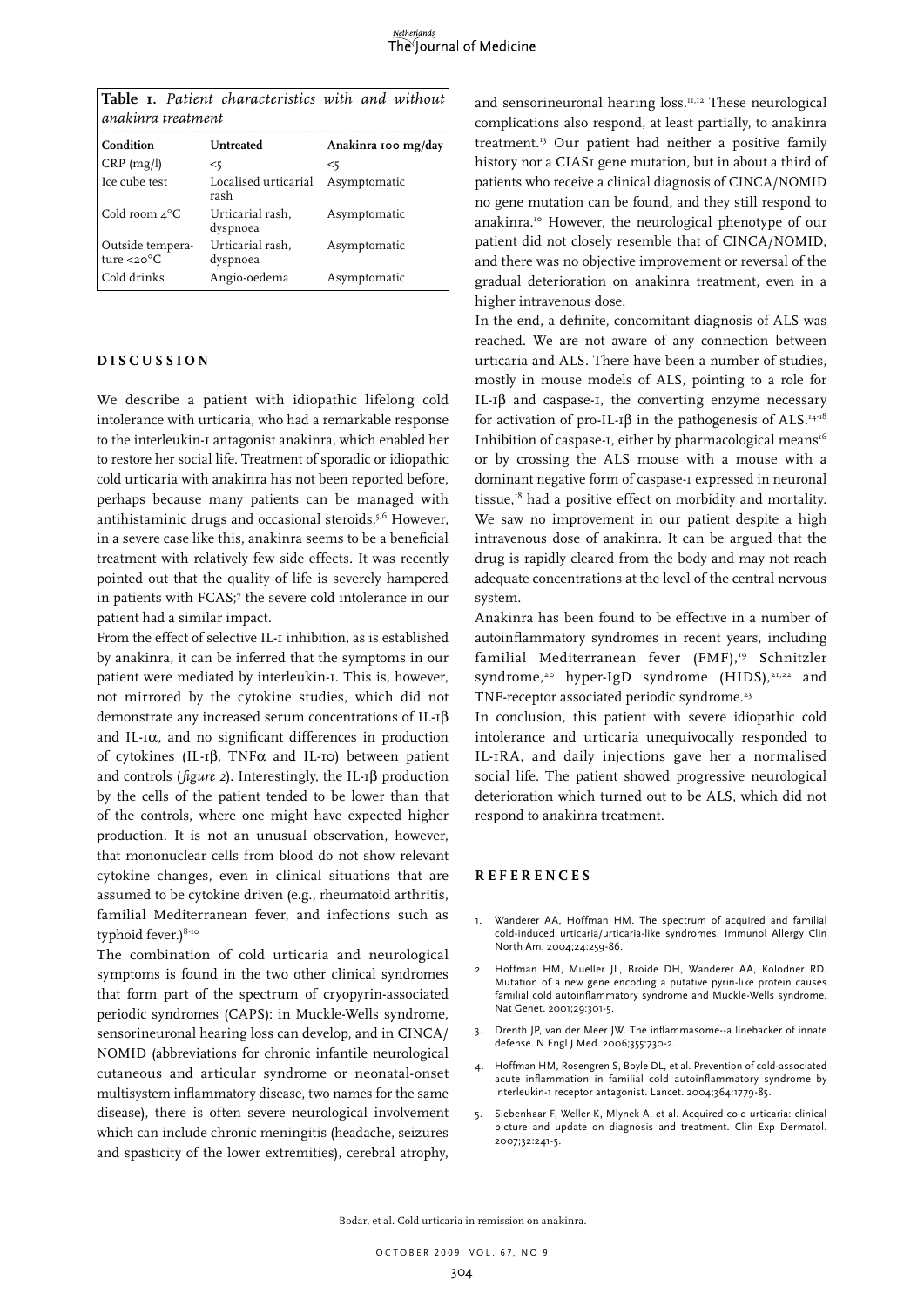**Table 1.** *Patient characteristics with and without anakinra treatment*

| Condition | Untreated | Anakinra 100 mg/day |
|---|---|---|
| CRP (mg/l) | <5 | <5 |
| Ice cube test | Localised urticarial rash | Asymptomatic |
| Cold room 4°C | Urticarial rash, dyspnoea | Asymptomatic |
| Outside temperature <20°C | Urticarial rash, dyspnoea | Asymptomatic |
| Cold drinks | Angio-oedema | Asymptomatic |

## DISCUSSION

We describe a patient with idiopathic lifelong cold intolerance with urticaria, who had a remarkable response to the interleukin-1 antagonist anakinra, which enabled her to restore her social life. Treatment of sporadic or idiopathic cold urticaria with anakinra has not been reported before, perhaps because many patients can be managed with antihistaminic drugs and occasional steroids.[5,6] However, in a severe case like this, anakinra seems to be a beneficial treatment with relatively few side effects. It was recently pointed out that the quality of life is severely hampered in patients with FCAS;[7] the severe cold intolerance in our patient had a similar impact.

From the effect of selective IL-1 inhibition, as is established by anakinra, it can be inferred that the symptoms in our patient were mediated by interleukin-1. This is, however, not mirrored by the cytokine studies, which did not demonstrate any increased serum concentrations of IL-1β and IL-1α, and no significant differences in production of cytokines (IL-1β, TNFα and IL-10) between patient and controls (*figure 2*). Interestingly, the IL-1β production by the cells of the patient tended to be lower than that of the controls, where one might have expected higher production. It is not an unusual observation, however, that mononuclear cells from blood do not show relevant cytokine changes, even in clinical situations that are assumed to be cytokine driven (e.g., rheumatoid arthritis, familial Mediterranean fever, and infections such as typhoid fever.)[8-10]

The combination of cold urticaria and neurological symptoms is found in the two other clinical syndromes that form part of the spectrum of cryopyrin-associated periodic syndromes (CAPS): in Muckle-Wells syndrome, sensorineuronal hearing loss can develop, and in CINCA/NOMID (abbreviations for chronic infantile neurological cutaneous and articular syndrome or neonatal-onset multisystem inflammatory disease, two names for the same disease), there is often severe neurological involvement which can include chronic meningitis (headache, seizures and spasticity of the lower extremities), cerebral atrophy, and sensorineuronal hearing loss.[11,12] These neurological complications also respond, at least partially, to anakinra treatment.[13] Our patient had neither a positive family history nor a CIAS1 gene mutation, but in about a third of patients who receive a clinical diagnosis of CINCA/NOMID no gene mutation can be found, and they still respond to anakinra.[10] However, the neurological phenotype of our patient did not closely resemble that of CINCA/NOMID, and there was no objective improvement or reversal of the gradual deterioration on anakinra treatment, even in a higher intravenous dose.

In the end, a definite, concomitant diagnosis of ALS was reached. We are not aware of any connection between urticaria and ALS. There have been a number of studies, mostly in mouse models of ALS, pointing to a role for IL-1β and caspase-1, the converting enzyme necessary for activation of pro-IL-1β in the pathogenesis of ALS.[14-18] Inhibition of caspase-1, either by pharmacological means[16] or by crossing the ALS mouse with a mouse with a dominant negative form of caspase-1 expressed in neuronal tissue,[18] had a positive effect on morbidity and mortality. We saw no improvement in our patient despite a high intravenous dose of anakinra. It can be argued that the drug is rapidly cleared from the body and may not reach adequate concentrations at the level of the central nervous system.

Anakinra has been found to be effective in a number of autoinflammatory syndromes in recent years, including familial Mediterranean fever (FMF),[19] Schnitzler syndrome,[20] hyper-IgD syndrome (HIDS),[21,22] and TNF-receptor associated periodic syndrome.[23]

In conclusion, this patient with severe idiopathic cold intolerance and urticaria unequivocally responded to IL-1RA, and daily injections gave her a normalised social life. The patient showed progressive neurological deterioration which turned out to be ALS, which did not respond to anakinra treatment.

## REFERENCES

1. Wanderer AA, Hoffman HM. The spectrum of acquired and familial cold-induced urticaria/urticaria-like syndromes. Immunol Allergy Clin North Am. 2004;24:259-86.
2. Hoffman HM, Mueller JL, Broide DH, Wanderer AA, Kolodner RD. Mutation of a new gene encoding a putative pyrin-like protein causes familial cold autoinflammatory syndrome and Muckle-Wells syndrome. Nat Genet. 2001;29:301-5.
3. Drenth JP, van der Meer JW. The inflammasome--a linebacker of innate defense. N Engl J Med. 2006;355:730-2.
4. Hoffman HM, Rosengren S, Boyle DL, et al. Prevention of cold-associated acute inflammation in familial cold autoinflammatory syndrome by interleukin-1 receptor antagonist. Lancet. 2004;364:1779-85.
5. Siebenhaar F, Weller K, Mlynek A, et al. Acquired cold urticaria: clinical picture and update on diagnosis and treatment. Clin Exp Dermatol. 2007;32:241-5.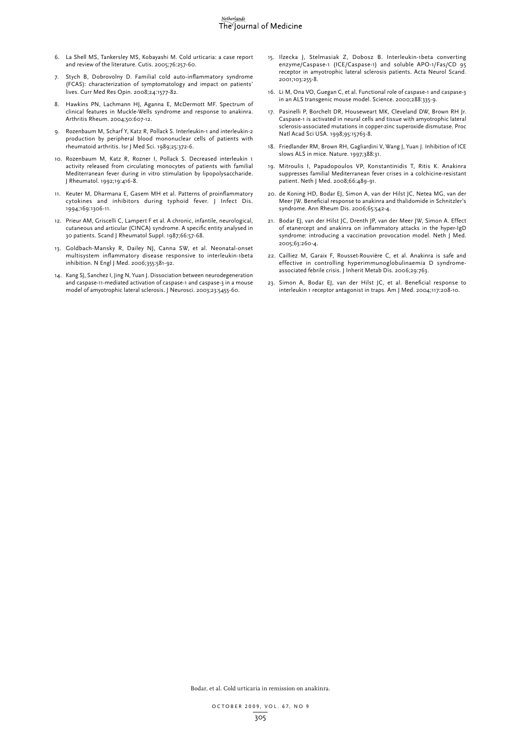6. La Shell MS, Tankersley MS, Kobayashi M. Cold urticaria: a case report and review of the literature. Cutis. 2005;76:257-60.
7. Stych B, Dobrovolny D. Familial cold auto-inflammatory syndrome (FCAS): characterization of symptomatology and impact on patients' lives. Curr Med Res Opin. 2008;24:1577-82.
8. Hawkins PN, Lachmann HJ, Aganna E, McDermott MF. Spectrum of clinical features in Muckle-Wells syndrome and response to anakinra. Arthritis Rheum. 2004;50:607-12.
9. Rozenbaum M, Scharf Y, Katz R, Pollack S. Interleukin-1 and interleukin-2 production by peripheral blood mononuclear cells of patients with rheumatoid arthritis. Isr J Med Sci. 1989;25:372-6.
10. Rozenbaum M, Katz R, Rozner I, Pollack S. Decreased interleukin 1 activity released from circulating monocytes of patients with familial Mediterranean fever during in vitro stimulation by lipopolysaccharide. J Rheumatol. 1992;19:416-8.
11. Keuter M, Dharmana E, Gasem MH et al. Patterns of proinflammatory cytokines and inhibitors during typhoid fever. J Infect Dis. 1994;169:1306-11.
12. Prieur AM, Griscelli C, Lampert F et al. A chronic, infantile, neurological, cutaneous and articular (CINCA) syndrome. A specific entity analysed in 30 patients. Scand J Rheumatol Suppl. 1987;66:57-68.
13. Goldbach-Mansky R, Dailey NJ, Canna SW, et al. Neonatal-onset multisystem inflammatory disease responsive to interleukin-1beta inhibition. N Engl J Med. 2006;355:581-92.
14. Kang SJ, Sanchez I, Jing N, Yuan J. Dissociation between neurodegeneration and caspase-11-mediated activation of caspase-1 and caspase-3 in a mouse model of amyotrophic lateral sclerosis. J Neurosci. 2003;23:5455-60.
15. Ilzecka J, Stelmasiak Z, Dobosz B. Interleukin-1beta converting enzyme/Caspase-1 (ICE/Caspase-1) and soluble APO-1/Fas/CD 95 receptor in amyotrophic lateral sclerosis patients. Acta Neurol Scand. 2001;103:255-8.
16. Li M, Ona VO, Guegan C, et al. Functional role of caspase-1 and caspase-3 in an ALS transgenic mouse model. Science. 2000;288:335-9.
17. Pasinelli P, Borchelt DR, Houseweart MK, Cleveland DW, Brown RH Jr. Caspase-1 is activated in neural cells and tissue with amyotrophic lateral sclerosis-associated mutations in copper-zinc superoxide dismutase. Proc Natl Acad Sci USA. 1998;95:15763-8.
18. Friedlander RM, Brown RH, Gagliardini V, Wang J, Yuan J. Inhibition of ICE slows ALS in mice. Nature. 1997;388:31.
19. Mitroulis I, Papadopoulos VP, Konstantinidis T, Ritis K. Anakinra suppresses familial Mediterranean fever crises in a colchicine-resistant patient. Neth J Med. 2008;66:489-91.
20. de Koning HD, Bodar EJ, Simon A, van der Hilst JC, Netea MG, van der Meer JW. Beneficial response to anakinra and thalidomide in Schnitzler's syndrome. Ann Rheum Dis. 2006;65:542-4.
21. Bodar EJ, van der Hilst JC, Drenth JP, van der Meer JW, Simon A. Effect of etanercept and anakinra on inflammatory attacks in the hyper-IgD syndrome: introducing a vaccination provocation model. Neth J Med. 2005;63:260-4.
22. Cailliez M, Garaix F, Rousset-Rouvière C, et al. Anakinra is safe and effective in controlling hyperimmunoglobulinaemia D syndrome-associated febrile crisis. J Inherit Metab Dis. 2006;29:763.
23. Simon A, Bodar EJ, van der Hilst JC, et al. Beneficial response to interleukin 1 receptor antagonist in traps. Am J Med. 2004;117:208-10.